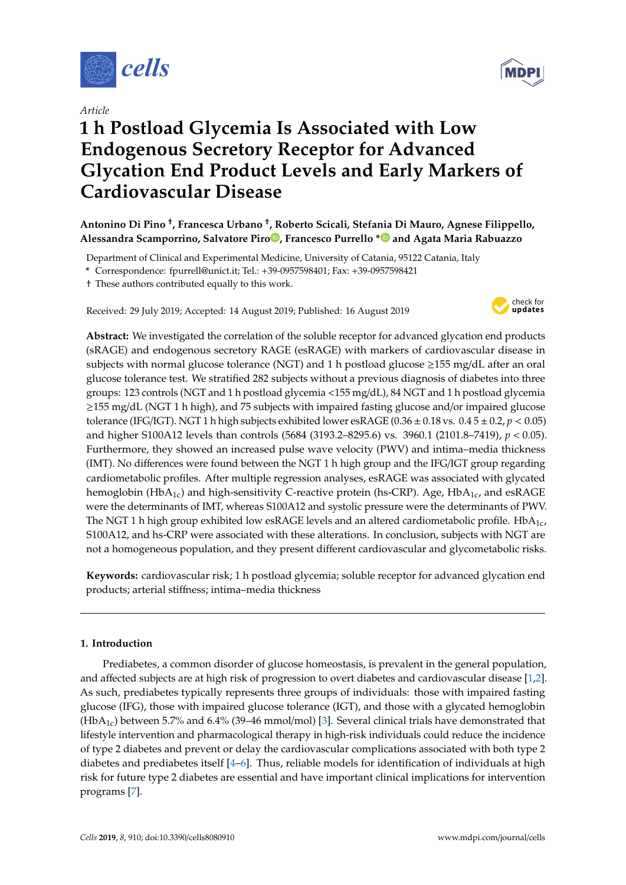*Article*

# 1 h Postload Glycemia Is Associated with Low Endogenous Secretory Receptor for Advanced Glycation End Product Levels and Early Markers of Cardiovascular Disease

**Antonino Di Pino [†], Francesca Urbano [†], Roberto Scicali, Stefania Di Mauro, Agnese Filippello, Alessandra Scamporrino, Salvatore Piro, Francesco Purrello * and Agata Maria Rabuazzo**

Department of Clinical and Experimental Medicine, University of Catania, 95122 Catania, Italy

\* Correspondence: fpurrell@unict.it; Tel.: +39-0957598401; Fax: +39-0957598421

† These authors contributed equally to this work.

Received: 29 July 2019; Accepted: 14 August 2019; Published: 16 August 2019

**Abstract:** We investigated the correlation of the soluble receptor for advanced glycation end products (sRAGE) and endogenous secretory RAGE (esRAGE) with markers of cardiovascular disease in subjects with normal glucose tolerance (NGT) and 1 h postload glucose ≥155 mg/dL after an oral glucose tolerance test. We stratified 282 subjects without a previous diagnosis of diabetes into three groups: 123 controls (NGT and 1 h postload glycemia <155 mg/dL), 84 NGT and 1 h postload glycemia ≥155 mg/dL (NGT 1 h high), and 75 subjects with impaired fasting glucose and/or impaired glucose tolerance (IFG/IGT). NGT 1 h high subjects exhibited lower esRAGE (0.36 ± 0.18 vs. 0.4 5 ± 0.2, $p < 0.05$) and higher S100A12 levels than controls (5684 (3193.2–8295.6) vs. 3960.1 (2101.8–7419), $p < 0.05$). Furthermore, they showed an increased pulse wave velocity (PWV) and intima–media thickness (IMT). No differences were found between the NGT 1 h high group and the IFG/IGT group regarding cardiometabolic profiles. After multiple regression analyses, esRAGE was associated with glycated hemoglobin ($HbA_{1c}$) and high-sensitivity C-reactive protein (hs-CRP). Age, $HbA_{1c}$, and esRAGE were the determinants of IMT, whereas S100A12 and systolic pressure were the determinants of PWV. The NGT 1 h high group exhibited low esRAGE levels and an altered cardiometabolic profile. $HbA_{1c}$, S100A12, and hs-CRP were associated with these alterations. In conclusion, subjects with NGT are not a homogeneous population, and they present different cardiovascular and glycometabolic risks.

**Keywords:** cardiovascular risk; 1 h postload glycemia; soluble receptor for advanced glycation end products; arterial stiffness; intima–media thickness

## 1. Introduction

Prediabetes, a common disorder of glucose homeostasis, is prevalent in the general population, and affected subjects are at high risk of progression to overt diabetes and cardiovascular disease [1,2]. As such, prediabetes typically represents three groups of individuals: those with impaired fasting glucose (IFG), those with impaired glucose tolerance (IGT), and those with a glycated hemoglobin ($HbA_{1c}$) between 5.7% and 6.4% (39–46 mmol/mol) [3]. Several clinical trials have demonstrated that lifestyle intervention and pharmacological therapy in high-risk individuals could reduce the incidence of type 2 diabetes and prevent or delay the cardiovascular complications associated with both type 2 diabetes and prediabetes itself [4–6]. Thus, reliable models for identification of individuals at high risk for future type 2 diabetes are essential and have important clinical implications for intervention programs [7].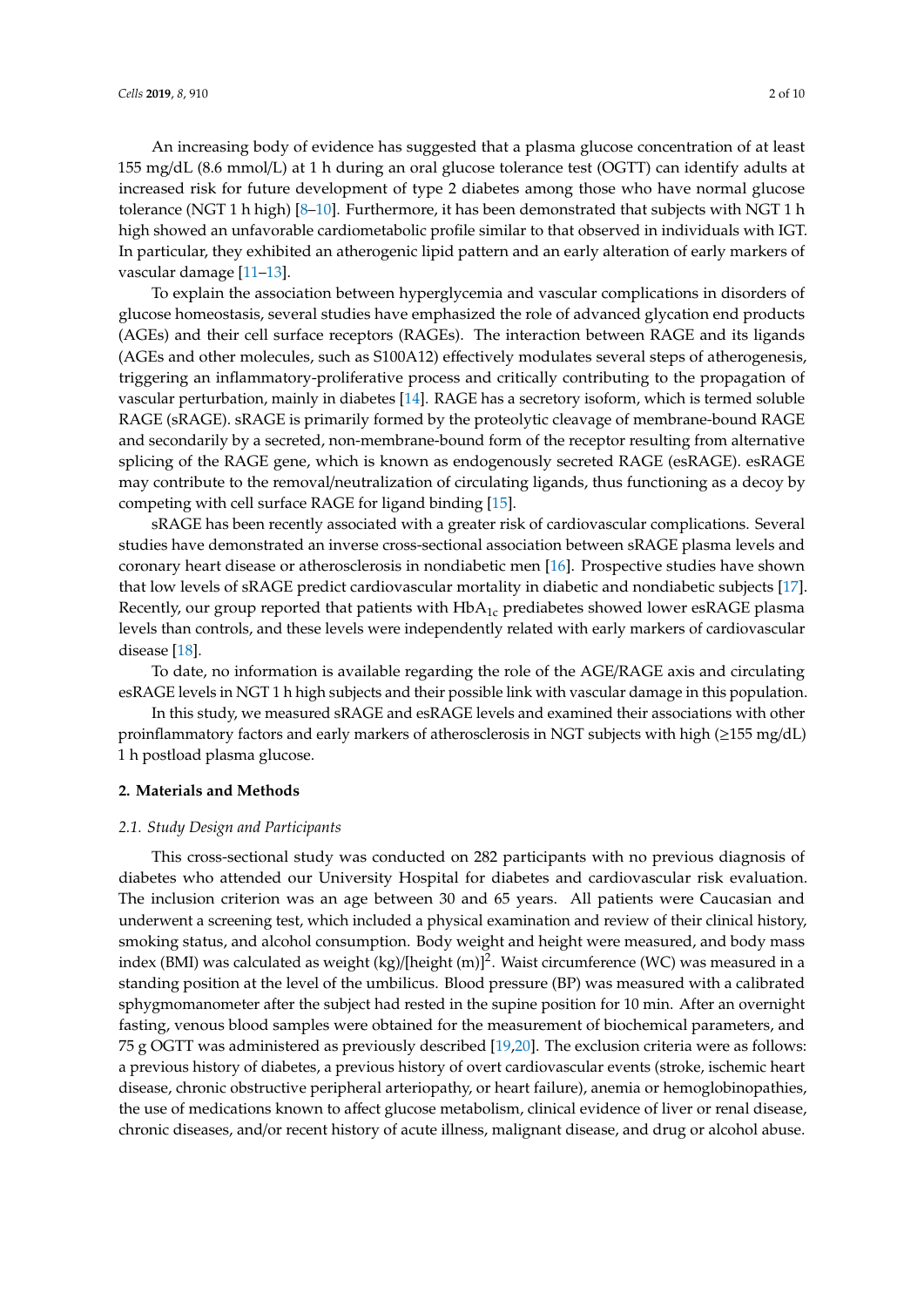An increasing body of evidence has suggested that a plasma glucose concentration of at least 155 mg/dL (8.6 mmol/L) at 1 h during an oral glucose tolerance test (OGTT) can identify adults at increased risk for future development of type 2 diabetes among those who have normal glucose tolerance (NGT 1 h high) [8–10]. Furthermore, it has been demonstrated that subjects with NGT 1 h high showed an unfavorable cardiometabolic profile similar to that observed in individuals with IGT. In particular, they exhibited an atherogenic lipid pattern and an early alteration of early markers of vascular damage [11–13].

To explain the association between hyperglycemia and vascular complications in disorders of glucose homeostasis, several studies have emphasized the role of advanced glycation end products (AGEs) and their cell surface receptors (RAGEs). The interaction between RAGE and its ligands (AGEs and other molecules, such as S100A12) effectively modulates several steps of atherogenesis, triggering an inflammatory-proliferative process and critically contributing to the propagation of vascular perturbation, mainly in diabetes [14]. RAGE has a secretory isoform, which is termed soluble RAGE (sRAGE). sRAGE is primarily formed by the proteolytic cleavage of membrane-bound RAGE and secondarily by a secreted, non-membrane-bound form of the receptor resulting from alternative splicing of the RAGE gene, which is known as endogenously secreted RAGE (esRAGE). esRAGE may contribute to the removal/neutralization of circulating ligands, thus functioning as a decoy by competing with cell surface RAGE for ligand binding [15].

sRAGE has been recently associated with a greater risk of cardiovascular complications. Several studies have demonstrated an inverse cross-sectional association between sRAGE plasma levels and coronary heart disease or atherosclerosis in nondiabetic men [16]. Prospective studies have shown that low levels of sRAGE predict cardiovascular mortality in diabetic and nondiabetic subjects [17]. Recently, our group reported that patients with $HbA_{1c}$ prediabetes showed lower esRAGE plasma levels than controls, and these levels were independently related with early markers of cardiovascular disease [18].

To date, no information is available regarding the role of the AGE/RAGE axis and circulating esRAGE levels in NGT 1 h high subjects and their possible link with vascular damage in this population.

In this study, we measured sRAGE and esRAGE levels and examined their associations with other proinflammatory factors and early markers of atherosclerosis in NGT subjects with high (≥155 mg/dL) 1 h postload plasma glucose.

## 2. Materials and Methods

### *2.1. Study Design and Participants*

This cross-sectional study was conducted on 282 participants with no previous diagnosis of diabetes who attended our University Hospital for diabetes and cardiovascular risk evaluation. The inclusion criterion was an age between 30 and 65 years. All patients were Caucasian and underwent a screening test, which included a physical examination and review of their clinical history, smoking status, and alcohol consumption. Body weight and height were measured, and body mass index (BMI) was calculated as weight (kg)/[height (m)]$^2$. Waist circumference (WC) was measured in a standing position at the level of the umbilicus. Blood pressure (BP) was measured with a calibrated sphygmomanometer after the subject had rested in the supine position for 10 min. After an overnight fasting, venous blood samples were obtained for the measurement of biochemical parameters, and 75 g OGTT was administered as previously described [19,20]. The exclusion criteria were as follows: a previous history of diabetes, a previous history of overt cardiovascular events (stroke, ischemic heart disease, chronic obstructive peripheral arteriopathy, or heart failure), anemia or hemoglobinopathies, the use of medications known to affect glucose metabolism, clinical evidence of liver or renal disease, chronic diseases, and/or recent history of acute illness, malignant disease, and drug or alcohol abuse.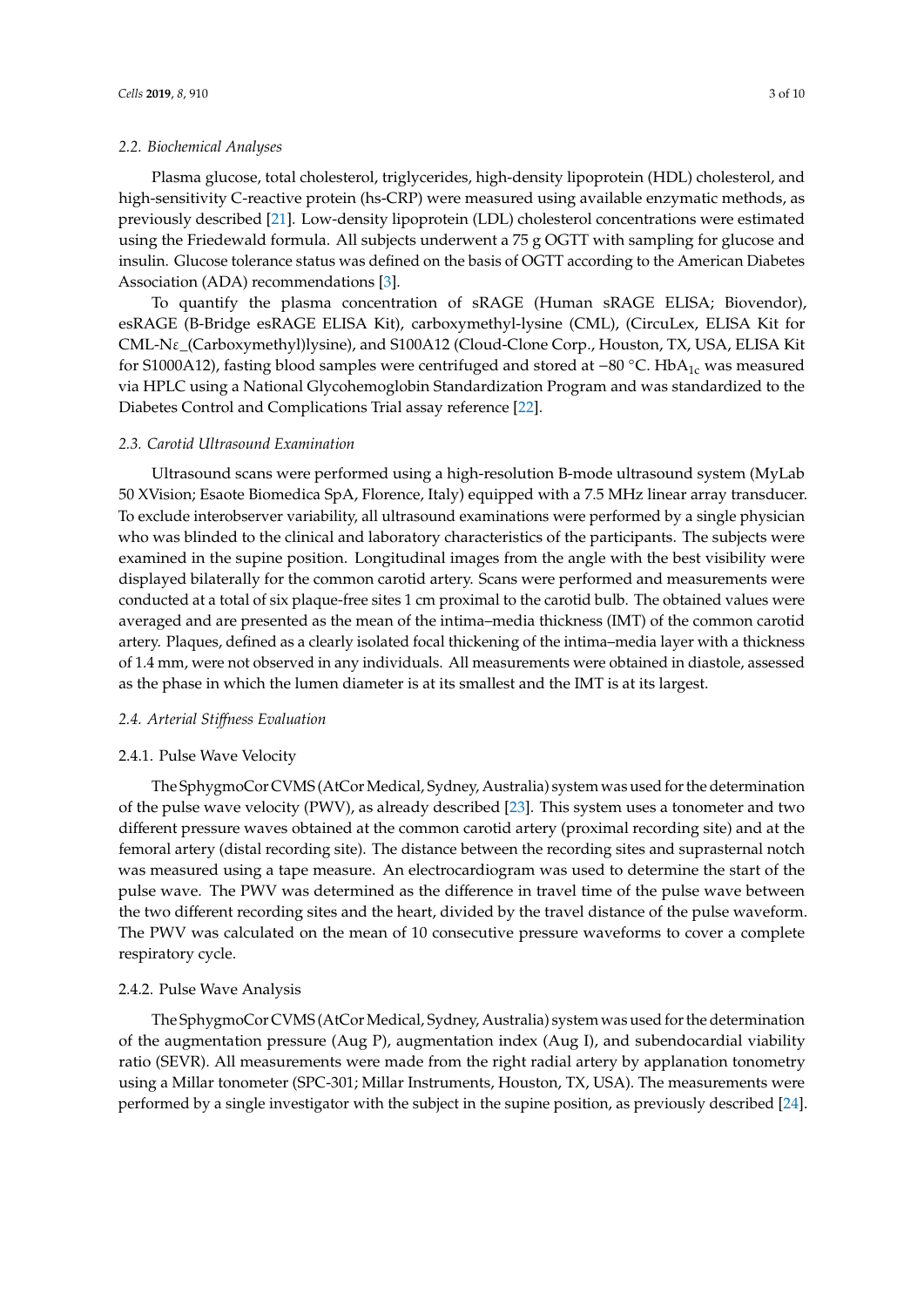### 2.2. Biochemical Analyses

Plasma glucose, total cholesterol, triglycerides, high-density lipoprotein (HDL) cholesterol, and high-sensitivity C-reactive protein (hs-CRP) were measured using available enzymatic methods, as previously described [21]. Low-density lipoprotein (LDL) cholesterol concentrations were estimated using the Friedewald formula. All subjects underwent a 75 g OGTT with sampling for glucose and insulin. Glucose tolerance status was defined on the basis of OGTT according to the American Diabetes Association (ADA) recommendations [3].

To quantify the plasma concentration of sRAGE (Human sRAGE ELISA; Biovendor), esRAGE (B-Bridge esRAGE ELISA Kit), carboxymethyl-lysine (CML), (CircuLex, ELISA Kit for CML-Nε_(Carboxymethyl)lysine), and S100A12 (Cloud-Clone Corp., Houston, TX, USA, ELISA Kit for S1000A12), fasting blood samples were centrifuged and stored at −80 °C. $HbA_{1c}$ was measured via HPLC using a National Glycohemoglobin Standardization Program and was standardized to the Diabetes Control and Complications Trial assay reference [22].

### 2.3. Carotid Ultrasound Examination

Ultrasound scans were performed using a high-resolution B-mode ultrasound system (MyLab 50 XVision; Esaote Biomedica SpA, Florence, Italy) equipped with a 7.5 MHz linear array transducer. To exclude interobserver variability, all ultrasound examinations were performed by a single physician who was blinded to the clinical and laboratory characteristics of the participants. The subjects were examined in the supine position. Longitudinal images from the angle with the best visibility were displayed bilaterally for the common carotid artery. Scans were performed and measurements were conducted at a total of six plaque-free sites 1 cm proximal to the carotid bulb. The obtained values were averaged and are presented as the mean of the intima–media thickness (IMT) of the common carotid artery. Plaques, defined as a clearly isolated focal thickening of the intima–media layer with a thickness of 1.4 mm, were not observed in any individuals. All measurements were obtained in diastole, assessed as the phase in which the lumen diameter is at its smallest and the IMT is at its largest.

### 2.4. Arterial Stiffness Evaluation

#### 2.4.1. Pulse Wave Velocity

The SphygmoCor CVMS (AtCor Medical, Sydney, Australia) system was used for the determination of the pulse wave velocity (PWV), as already described [23]. This system uses a tonometer and two different pressure waves obtained at the common carotid artery (proximal recording site) and at the femoral artery (distal recording site). The distance between the recording sites and suprasternal notch was measured using a tape measure. An electrocardiogram was used to determine the start of the pulse wave. The PWV was determined as the difference in travel time of the pulse wave between the two different recording sites and the heart, divided by the travel distance of the pulse waveform. The PWV was calculated on the mean of 10 consecutive pressure waveforms to cover a complete respiratory cycle.

#### 2.4.2. Pulse Wave Analysis

The SphygmoCor CVMS (AtCor Medical, Sydney, Australia) system was used for the determination of the augmentation pressure (Aug P), augmentation index (Aug I), and subendocardial viability ratio (SEVR). All measurements were made from the right radial artery by applanation tonometry using a Millar tonometer (SPC-301; Millar Instruments, Houston, TX, USA). The measurements were performed by a single investigator with the subject in the supine position, as previously described [24].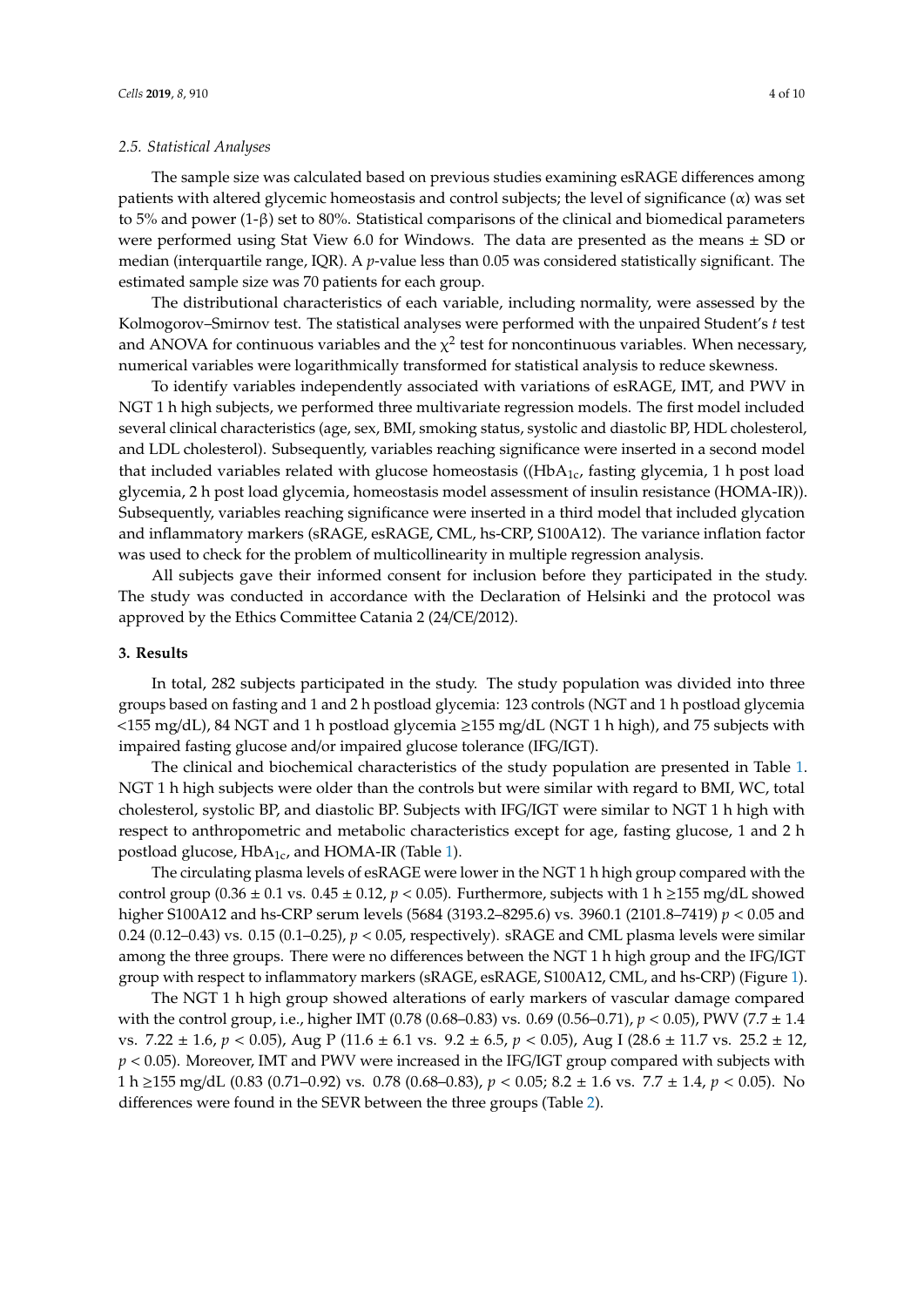### 2.5. Statistical Analyses

The sample size was calculated based on previous studies examining esRAGE differences among patients with altered glycemic homeostasis and control subjects; the level of significance ($\alpha$) was set to 5% and power (1-$\beta$) set to 80%. Statistical comparisons of the clinical and biomedical parameters were performed using Stat View 6.0 for Windows. The data are presented as the means ± SD or median (interquartile range, IQR). A $p$-value less than 0.05 was considered statistically significant. The estimated sample size was 70 patients for each group.

The distributional characteristics of each variable, including normality, were assessed by the Kolmogorov–Smirnov test. The statistical analyses were performed with the unpaired Student's $t$ test and ANOVA for continuous variables and the $\chi^2$ test for noncontinuous variables. When necessary, numerical variables were logarithmically transformed for statistical analysis to reduce skewness.

To identify variables independently associated with variations of esRAGE, IMT, and PWV in NGT 1 h high subjects, we performed three multivariate regression models. The first model included several clinical characteristics (age, sex, BMI, smoking status, systolic and diastolic BP, HDL cholesterol, and LDL cholesterol). Subsequently, variables reaching significance were inserted in a second model that included variables related with glucose homeostasis (($HbA_{1c}$, fasting glycemia, 1 h post load glycemia, 2 h post load glycemia, homeostasis model assessment of insulin resistance (HOMA-IR)). Subsequently, variables reaching significance were inserted in a third model that included glycation and inflammatory markers (sRAGE, esRAGE, CML, hs-CRP, S100A12). The variance inflation factor was used to check for the problem of multicollinearity in multiple regression analysis.

All subjects gave their informed consent for inclusion before they participated in the study. The study was conducted in accordance with the Declaration of Helsinki and the protocol was approved by the Ethics Committee Catania 2 (24/CE/2012).

## 3. Results

In total, 282 subjects participated in the study. The study population was divided into three groups based on fasting and 1 and 2 h postload glycemia: 123 controls (NGT and 1 h postload glycemia <155 mg/dL), 84 NGT and 1 h postload glycemia ≥155 mg/dL (NGT 1 h high), and 75 subjects with impaired fasting glucose and/or impaired glucose tolerance (IFG/IGT).

The clinical and biochemical characteristics of the study population are presented in Table 1. NGT 1 h high subjects were older than the controls but were similar with regard to BMI, WC, total cholesterol, systolic BP, and diastolic BP. Subjects with IFG/IGT were similar to NGT 1 h high with respect to anthropometric and metabolic characteristics except for age, fasting glucose, 1 and 2 h postload glucose, $HbA_{1c}$, and HOMA-IR (Table 1).

The circulating plasma levels of esRAGE were lower in the NGT 1 h high group compared with the control group (0.36 ± 0.1 vs. 0.45 ± 0.12, $p < 0.05$). Furthermore, subjects with 1 h ≥155 mg/dL showed higher S100A12 and hs-CRP serum levels (5684 (3193.2–8295.6) vs. 3960.1 (2101.8–7419) $p < 0.05$ and 0.24 (0.12–0.43) vs. 0.15 (0.1–0.25), $p < 0.05$, respectively). sRAGE and CML plasma levels were similar among the three groups. There were no differences between the NGT 1 h high group and the IFG/IGT group with respect to inflammatory markers (sRAGE, esRAGE, S100A12, CML, and hs-CRP) (Figure 1).

The NGT 1 h high group showed alterations of early markers of vascular damage compared with the control group, i.e., higher IMT (0.78 (0.68–0.83) vs. 0.69 (0.56–0.71), $p < 0.05$), PWV (7.7 ± 1.4 vs. 7.22 ± 1.6, $p < 0.05$), Aug P (11.6 ± 6.1 vs. 9.2 ± 6.5, $p < 0.05$), Aug I (28.6 ± 11.7 vs. 25.2 ± 12, $p < 0.05$). Moreover, IMT and PWV were increased in the IFG/IGT group compared with subjects with 1 h ≥155 mg/dL (0.83 (0.71–0.92) vs. 0.78 (0.68–0.83), $p < 0.05$; 8.2 ± 1.6 vs. 7.7 ± 1.4, $p < 0.05$). No differences were found in the SEVR between the three groups (Table 2).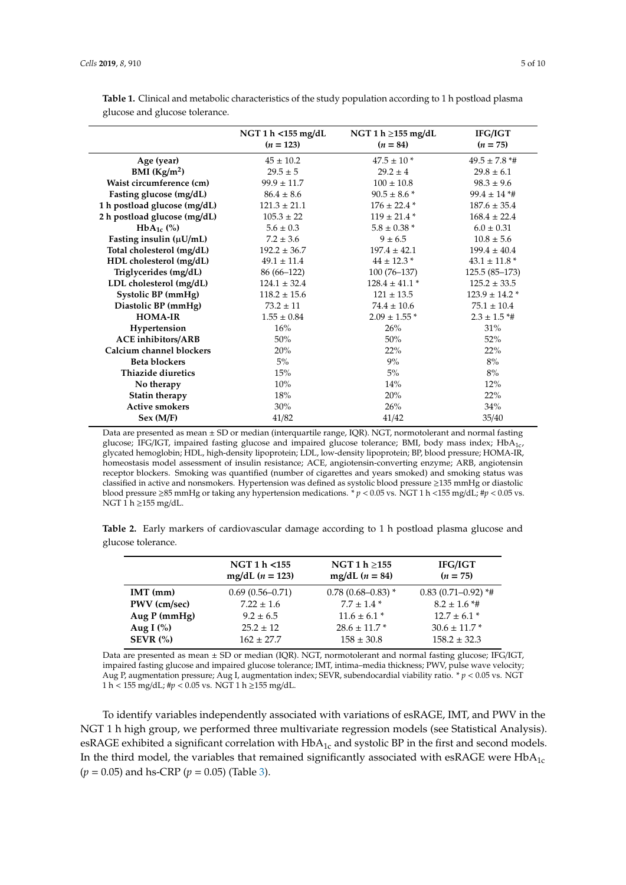**Table 1.** Clinical and metabolic characteristics of the study population according to 1 h postload plasma glucose and glucose tolerance.

| | NGT 1 h <155 mg/dL ($n$ = 123) | NGT 1 h ≥155 mg/dL ($n$ = 84) | IFG/IGT ($n$ = 75) |
|---|---|---|---|
| **Age (year)** | 45 ± 10.2 | 47.5 ± 10 * | 49.5 ± 7.8 *# |
| **BMI (Kg/m$^2$)** | 29.5 ± 5 | 29.2 ± 4 | 29.8 ± 6.1 |
| **Waist circumference (cm)** | 99.9 ± 11.7 | 100 ± 10.8 | 98.3 ± 9.6 |
| **Fasting glucose (mg/dL)** | 86.4 ± 8.6 | 90.5 ± 8.6 * | 99.4 ± 14 *# |
| **1 h postload glucose (mg/dL)** | 121.3 ± 21.1 | 176 ± 22.4 * | 187.6 ± 35.4 |
| **2 h postload glucose (mg/dL)** | 105.3 ± 22 | 119 ± 21.4 * | 168.4 ± 22.4 |
| **HbA$_{1c}$ (%)** | 5.6 ± 0.3 | 5.8 ± 0.38 * | 6.0 ± 0.31 |
| **Fasting insulin (μU/mL)** | 7.2 ± 3.6 | 9 ± 6.5 | 10.8 ± 5.6 |
| **Total cholesterol (mg/dL)** | 192.2 ± 36.7 | 197.4 ± 42.1 | 199.4 ± 40.4 |
| **HDL cholesterol (mg/dL)** | 49.1 ± 11.4 | 44 ± 12.3 * | 43.1 ± 11.8 * |
| **Triglycerides (mg/dL)** | 86 (66–122) | 100 (76–137) | 125.5 (85–173) |
| **LDL cholesterol (mg/dL)** | 124.1 ± 32.4 | 128.4 ± 41.1 * | 125.2 ± 33.5 |
| **Systolic BP (mmHg)** | 118.2 ± 15.6 | 121 ± 13.5 | 123.9 ± 14.2 * |
| **Diastolic BP (mmHg)** | 73.2 ± 11 | 74.4 ± 10.6 | 75.1 ± 10.4 |
| **HOMA-IR** | 1.55 ± 0.84 | 2.09 ± 1.55 * | 2.3 ± 1.5 *# |
| **Hypertension** | 16% | 26% | 31% |
| **ACE inhibitors/ARB** | 50% | 50% | 52% |
| **Calcium channel blockers** | 20% | 22% | 22% |
| **Beta blockers** | 5% | 9% | 8% |
| **Thiazide diuretics** | 15% | 5% | 8% |
| **No therapy** | 10% | 14% | 12% |
| **Statin therapy** | 18% | 20% | 22% |
| **Active smokers** | 30% | 26% | 34% |
| **Sex (M/F)** | 41/82 | 41/42 | 35/40 |

Data are presented as mean ± SD or median (interquartile range, IQR). NGT, normotolerant and normal fasting glucose; IFG/IGT, impaired fasting glucose and impaired glucose tolerance; BMI, body mass index; HbA$_{1c}$, glycated hemoglobin; HDL, high-density lipoprotein; LDL, low-density lipoprotein; BP, blood pressure; HOMA-IR, homeostasis model assessment of insulin resistance; ACE, angiotensin-converting enzyme; ARB, angiotensin receptor blockers. Smoking was quantified (number of cigarettes and years smoked) and smoking status was classified in active and nonsmokers. Hypertension was defined as systolic blood pressure ≥135 mmHg or diastolic blood pressure ≥85 mmHg or taking any hypertension medications. * $p < 0.05$ vs. NGT 1 h <155 mg/dL; # $p < 0.05$ vs. NGT 1 h ≥155 mg/dL.

**Table 2.** Early markers of cardiovascular damage according to 1 h postload plasma glucose and glucose tolerance.

| | NGT 1 h <155 mg/dL ($n$ = 123) | NGT 1 h ≥155 mg/dL ($n$ = 84) | IFG/IGT ($n$ = 75) |
|---|---|---|---|
| **IMT (mm)** | 0.69 (0.56–0.71) | 0.78 (0.68–0.83) * | 0.83 (0.71–0.92) *# |
| **PWV (cm/sec)** | 7.22 ± 1.6 | 7.7 ± 1.4 * | 8.2 ± 1.6 *# |
| **Aug P (mmHg)** | 9.2 ± 6.5 | 11.6 ± 6.1 * | 12.7 ± 6.1 * |
| **Aug I (%)** | 25.2 ± 12 | 28.6 ± 11.7 * | 30.6 ± 11.7 * |
| **SEVR (%)** | 162 ± 27.7 | 158 ± 30.8 | 158.2 ± 32.3 |

Data are presented as mean ± SD or median (IQR). NGT, normotolerant and normal fasting glucose; IFG/IGT, impaired fasting glucose and impaired glucose tolerance; IMT, intima–media thickness; PWV, pulse wave velocity; Aug P, augmentation pressure; Aug I, augmentation index; SEVR, subendocardial viability ratio. * $p < 0.05$ vs. NGT 1 h < 155 mg/dL; # $p < 0.05$ vs. NGT 1 h ≥155 mg/dL.

To identify variables independently associated with variations of esRAGE, IMT, and PWV in the NGT 1 h high group, we performed three multivariate regression models (see Statistical Analysis). esRAGE exhibited a significant correlation with HbA$_{1c}$ and systolic BP in the first and second models. In the third model, the variables that remained significantly associated with esRAGE were HbA$_{1c}$ ($p$ = 0.05) and hs-CRP ($p$ = 0.05) (Table 3).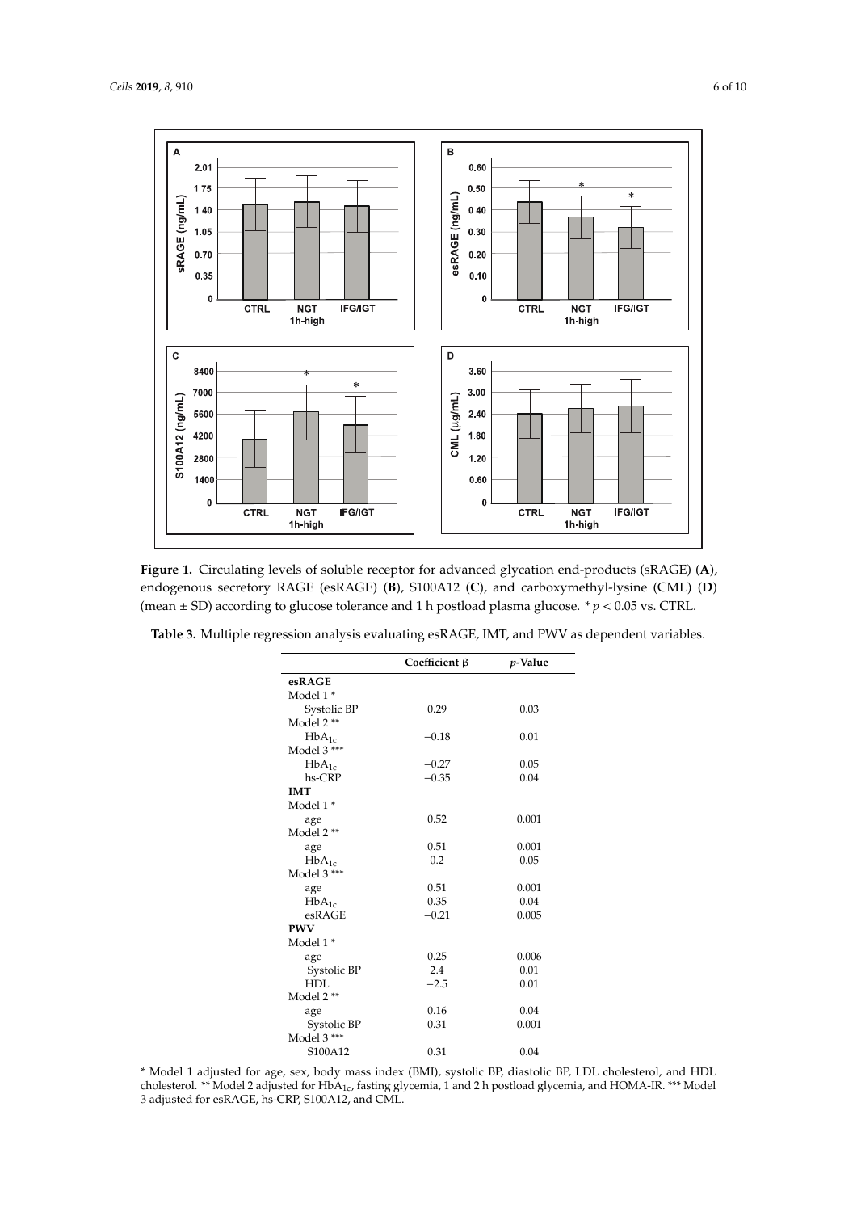**Figure 1.** Circulating levels of soluble receptor for advanced glycation end-products (sRAGE) (**A**), endogenous secretory RAGE (esRAGE) (**B**), S100A12 (**C**), and carboxymethyl-lysine (CML) (**D**) (mean ± SD) according to glucose tolerance and 1 h postload plasma glucose. * $p < 0.05$ vs. CTRL.

**Table 3.** Multiple regression analysis evaluating esRAGE, IMT, and PWV as dependent variables.

| | Coefficient β | *p*-Value |
|---|---|---|
| **esRAGE** | | |
| Model 1 * | | |
| Systolic BP | 0.29 | 0.03 |
| Model 2 ** | | |
| $HbA_{1c}$ | −0.18 | 0.01 |
| Model 3 *** | | |
| $HbA_{1c}$ | −0.27 | 0.05 |
| hs-CRP | −0.35 | 0.04 |
| **IMT** | | |
| Model 1 * | | |
| age | 0.52 | 0.001 |
| Model 2 ** | | |
| age | 0.51 | 0.001 |
| $HbA_{1c}$ | 0.2 | 0.05 |
| Model 3 *** | | |
| age | 0.51 | 0.001 |
| $HbA_{1c}$ | 0.35 | 0.04 |
| esRAGE | −0.21 | 0.005 |
| **PWV** | | |
| Model 1 * | | |
| age | 0.25 | 0.006 |
| Systolic BP | 2.4 | 0.01 |
| HDL | −2.5 | 0.01 |
| Model 2 ** | | |
| age | 0.16 | 0.04 |
| Systolic BP | 0.31 | 0.001 |
| Model 3 *** | | |
| S100A12 | 0.31 | 0.04 |

* Model 1 adjusted for age, sex, body mass index (BMI), systolic BP, diastolic BP, LDL cholesterol, and HDL cholesterol. ** Model 2 adjusted for $HbA_{1c}$, fasting glycemia, 1 and 2 h postload glycemia, and HOMA-IR. *** Model 3 adjusted for esRAGE, hs-CRP, S100A12, and CML.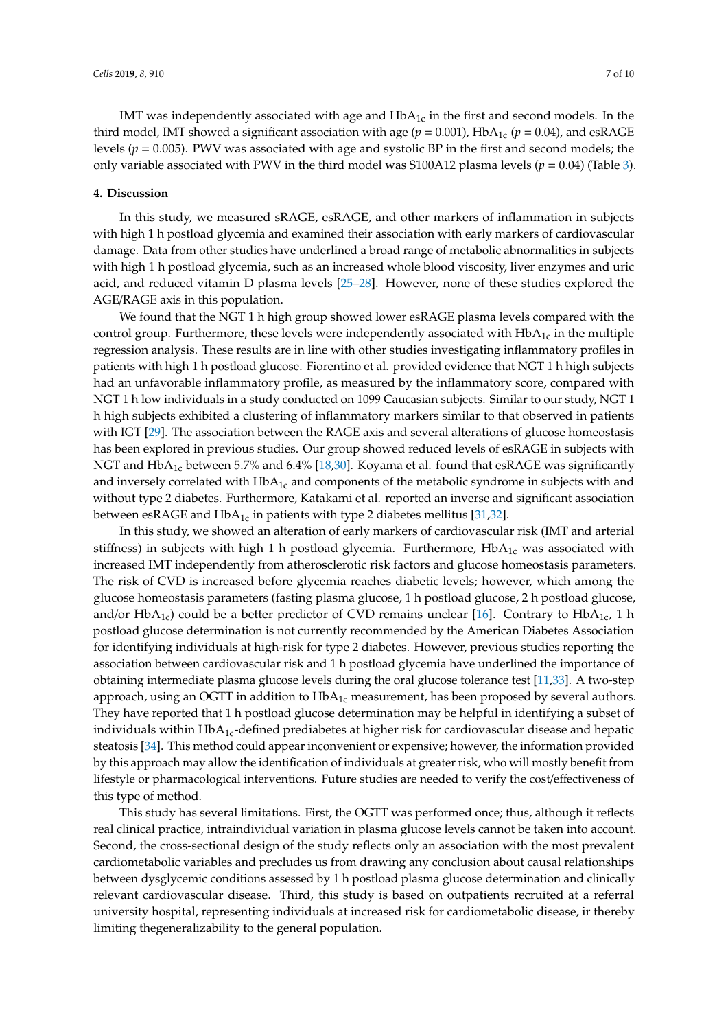IMT was independently associated with age and $HbA_{1c}$ in the first and second models. In the third model, IMT showed a significant association with age ($p = 0.001$), $HbA_{1c}$ ($p = 0.04$), and esRAGE levels ($p = 0.005$). PWV was associated with age and systolic BP in the first and second models; the only variable associated with PWV in the third model was S100A12 plasma levels ($p = 0.04$) (Table 3).

## 4. Discussion

In this study, we measured sRAGE, esRAGE, and other markers of inflammation in subjects with high 1 h postload glycemia and examined their association with early markers of cardiovascular damage. Data from other studies have underlined a broad range of metabolic abnormalities in subjects with high 1 h postload glycemia, such as an increased whole blood viscosity, liver enzymes and uric acid, and reduced vitamin D plasma levels [25–28]. However, none of these studies explored the AGE/RAGE axis in this population.

We found that the NGT 1 h high group showed lower esRAGE plasma levels compared with the control group. Furthermore, these levels were independently associated with $HbA_{1c}$ in the multiple regression analysis. These results are in line with other studies investigating inflammatory profiles in patients with high 1 h postload glucose. Fiorentino et al. provided evidence that NGT 1 h high subjects had an unfavorable inflammatory profile, as measured by the inflammatory score, compared with NGT 1 h low individuals in a study conducted on 1099 Caucasian subjects. Similar to our study, NGT 1 h high subjects exhibited a clustering of inflammatory markers similar to that observed in patients with IGT [29]. The association between the RAGE axis and several alterations of glucose homeostasis has been explored in previous studies. Our group showed reduced levels of esRAGE in subjects with NGT and $HbA_{1c}$ between 5.7% and 6.4% [18,30]. Koyama et al. found that esRAGE was significantly and inversely correlated with $HbA_{1c}$ and components of the metabolic syndrome in subjects with and without type 2 diabetes. Furthermore, Katakami et al. reported an inverse and significant association between esRAGE and $HbA_{1c}$ in patients with type 2 diabetes mellitus [31,32].

In this study, we showed an alteration of early markers of cardiovascular risk (IMT and arterial stiffness) in subjects with high 1 h postload glycemia. Furthermore, $HbA_{1c}$ was associated with increased IMT independently from atherosclerotic risk factors and glucose homeostasis parameters. The risk of CVD is increased before glycemia reaches diabetic levels; however, which among the glucose homeostasis parameters (fasting plasma glucose, 1 h postload glucose, 2 h postload glucose, and/or $HbA_{1c}$) could be a better predictor of CVD remains unclear [16]. Contrary to $HbA_{1c}$, 1 h postload glucose determination is not currently recommended by the American Diabetes Association for identifying individuals at high-risk for type 2 diabetes. However, previous studies reporting the association between cardiovascular risk and 1 h postload glycemia have underlined the importance of obtaining intermediate plasma glucose levels during the oral glucose tolerance test [11,33]. A two-step approach, using an OGTT in addition to $HbA_{1c}$ measurement, has been proposed by several authors. They have reported that 1 h postload glucose determination may be helpful in identifying a subset of individuals within $HbA_{1c}$-defined prediabetes at higher risk for cardiovascular disease and hepatic steatosis [34]. This method could appear inconvenient or expensive; however, the information provided by this approach may allow the identification of individuals at greater risk, who will mostly benefit from lifestyle or pharmacological interventions. Future studies are needed to verify the cost/effectiveness of this type of method.

This study has several limitations. First, the OGTT was performed once; thus, although it reflects real clinical practice, intraindividual variation in plasma glucose levels cannot be taken into account. Second, the cross-sectional design of the study reflects only an association with the most prevalent cardiometabolic variables and precludes us from drawing any conclusion about causal relationships between dysglycemic conditions assessed by 1 h postload plasma glucose determination and clinically relevant cardiovascular disease. Third, this study is based on outpatients recruited at a referral university hospital, representing individuals at increased risk for cardiometabolic disease, ir thereby limiting thegeneralizability to the general population.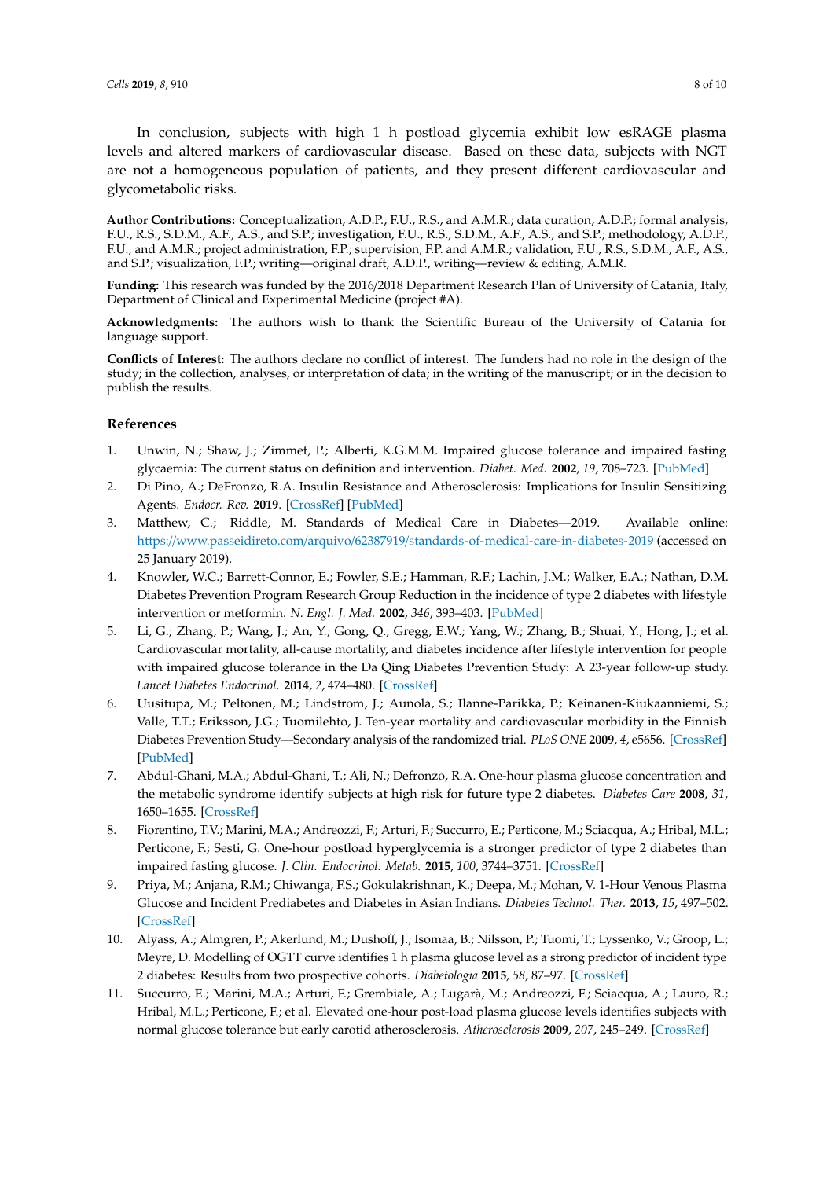In conclusion, subjects with high 1 h postload glycemia exhibit low esRAGE plasma levels and altered markers of cardiovascular disease. Based on these data, subjects with NGT are not a homogeneous population of patients, and they present different cardiovascular and glycometabolic risks.

**Author Contributions:** Conceptualization, A.D.P., F.U., R.S., and A.M.R.; data curation, A.D.P.; formal analysis, F.U., R.S., S.D.M., A.F., A.S., and S.P.; investigation, F.U., R.S., S.D.M., A.F., A.S., and S.P.; methodology, A.D.P., F.U., and A.M.R.; project administration, F.P.; supervision, F.P. and A.M.R.; validation, F.U., R.S., S.D.M., A.F., A.S., and S.P.; visualization, F.P.; writing—original draft, A.D.P., writing—review & editing, A.M.R.

**Funding:** This research was funded by the 2016/2018 Department Research Plan of University of Catania, Italy, Department of Clinical and Experimental Medicine (project #A).

**Acknowledgments:** The authors wish to thank the Scientific Bureau of the University of Catania for language support.

**Conflicts of Interest:** The authors declare no conflict of interest. The funders had no role in the design of the study; in the collection, analyses, or interpretation of data; in the writing of the manuscript; or in the decision to publish the results.

## References

1. Unwin, N.; Shaw, J.; Zimmet, P.; Alberti, K.G.M.M. Impaired glucose tolerance and impaired fasting glycaemia: The current status on definition and intervention. *Diabet. Med.* **2002**, *19*, 708–723. [PubMed]
2. Di Pino, A.; DeFronzo, R.A. Insulin Resistance and Atherosclerosis: Implications for Insulin Sensitizing Agents. *Endocr. Rev.* **2019**. [CrossRef] [PubMed]
3. Matthew, C.; Riddle, M. Standards of Medical Care in Diabetes—2019. Available online: https://www.passeidireto.com/arquivo/62387919/standards-of-medical-care-in-diabetes-2019 (accessed on 25 January 2019).
4. Knowler, W.C.; Barrett-Connor, E.; Fowler, S.E.; Hamman, R.F.; Lachin, J.M.; Walker, E.A.; Nathan, D.M. Diabetes Prevention Program Research Group Reduction in the incidence of type 2 diabetes with lifestyle intervention or metformin. *N. Engl. J. Med.* **2002**, *346*, 393–403. [PubMed]
5. Li, G.; Zhang, P.; Wang, J.; An, Y.; Gong, Q.; Gregg, E.W.; Yang, W.; Zhang, B.; Shuai, Y.; Hong, J.; et al. Cardiovascular mortality, all-cause mortality, and diabetes incidence after lifestyle intervention for people with impaired glucose tolerance in the Da Qing Diabetes Prevention Study: A 23-year follow-up study. *Lancet Diabetes Endocrinol.* **2014**, *2*, 474–480. [CrossRef]
6. Uusitupa, M.; Peltonen, M.; Lindstrom, J.; Aunola, S.; Ilanne-Parikka, P.; Keinanen-Kiukaanniemi, S.; Valle, T.T.; Eriksson, J.G.; Tuomilehto, J. Ten-year mortality and cardiovascular morbidity in the Finnish Diabetes Prevention Study—Secondary analysis of the randomized trial. *PLoS ONE* **2009**, *4*, e5656. [CrossRef] [PubMed]
7. Abdul-Ghani, M.A.; Abdul-Ghani, T.; Ali, N.; Defronzo, R.A. One-hour plasma glucose concentration and the metabolic syndrome identify subjects at high risk for future type 2 diabetes. *Diabetes Care* **2008**, *31*, 1650–1655. [CrossRef]
8. Fiorentino, T.V.; Marini, M.A.; Andreozzi, F.; Arturi, F.; Succurro, E.; Perticone, M.; Sciacqua, A.; Hribal, M.L.; Perticone, F.; Sesti, G. One-hour postload hyperglycemia is a stronger predictor of type 2 diabetes than impaired fasting glucose. *J. Clin. Endocrinol. Metab.* **2015**, *100*, 3744–3751. [CrossRef]
9. Priya, M.; Anjana, R.M.; Chiwanga, F.S.; Gokulakrishnan, K.; Deepa, M.; Mohan, V. 1-Hour Venous Plasma Glucose and Incident Prediabetes and Diabetes in Asian Indians. *Diabetes Technol. Ther.* **2013**, *15*, 497–502. [CrossRef]
10. Alyass, A.; Almgren, P.; Akerlund, M.; Dushoff, J.; Isomaa, B.; Nilsson, P.; Tuomi, T.; Lyssenko, V.; Groop, L.; Meyre, D. Modelling of OGTT curve identifies 1 h plasma glucose level as a strong predictor of incident type 2 diabetes: Results from two prospective cohorts. *Diabetologia* **2015**, *58*, 87–97. [CrossRef]
11. Succurro, E.; Marini, M.A.; Arturi, F.; Grembiale, A.; Lugarà, M.; Andreozzi, F.; Sciacqua, A.; Lauro, R.; Hribal, M.L.; Perticone, F.; et al. Elevated one-hour post-load plasma glucose levels identifies subjects with normal glucose tolerance but early carotid atherosclerosis. *Atherosclerosis* **2009**, *207*, 245–249. [CrossRef]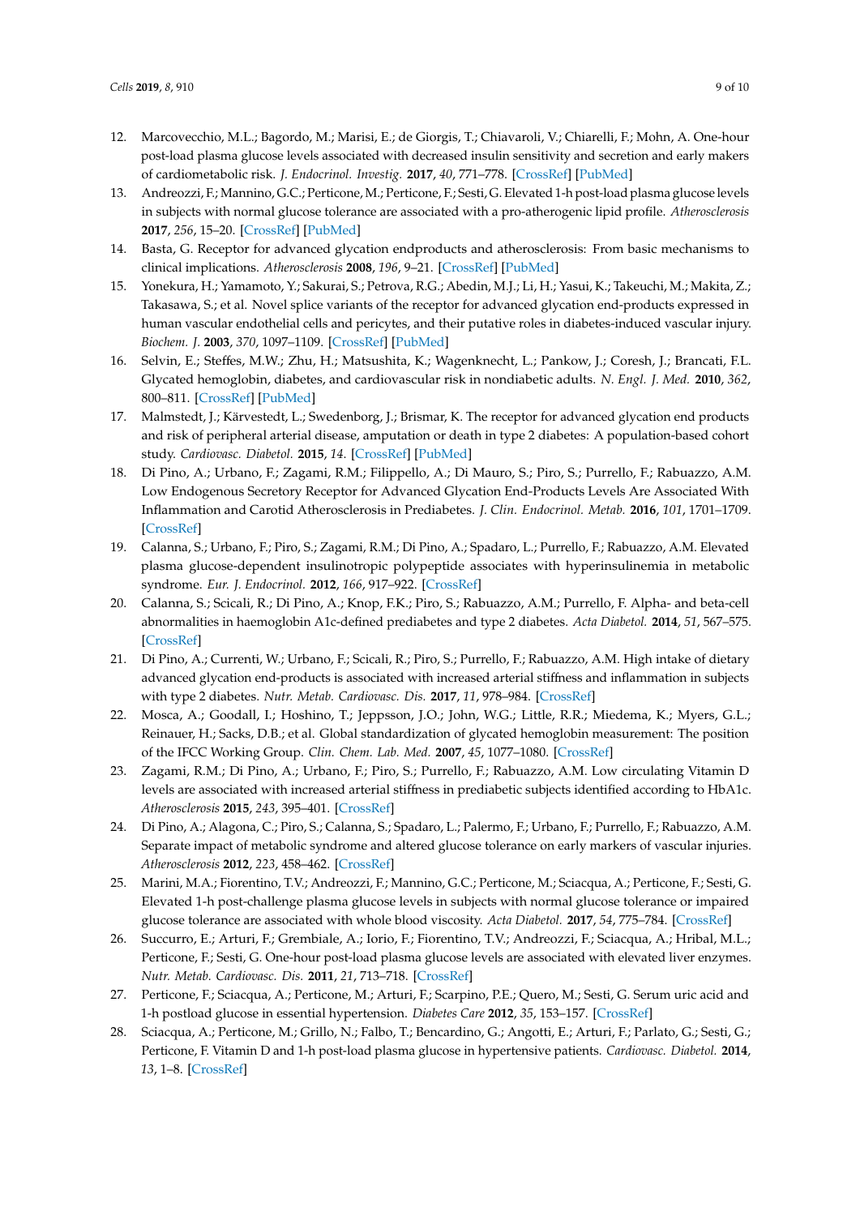12. Marcovecchio, M.L.; Bagordo, M.; Marisi, E.; de Giorgis, T.; Chiavaroli, V.; Chiarelli, F.; Mohn, A. One-hour post-load plasma glucose levels associated with decreased insulin sensitivity and secretion and early makers of cardiometabolic risk. *J. Endocrinol. Investig.* **2017**, *40*, 771–778. [CrossRef] [PubMed]
13. Andreozzi, F.; Mannino, G.C.; Perticone, M.; Perticone, F.; Sesti, G. Elevated 1-h post-load plasma glucose levels in subjects with normal glucose tolerance are associated with a pro-atherogenic lipid profile. *Atherosclerosis* **2017**, *256*, 15–20. [CrossRef] [PubMed]
14. Basta, G. Receptor for advanced glycation endproducts and atherosclerosis: From basic mechanisms to clinical implications. *Atherosclerosis* **2008**, *196*, 9–21. [CrossRef] [PubMed]
15. Yonekura, H.; Yamamoto, Y.; Sakurai, S.; Petrova, R.G.; Abedin, M.J.; Li, H.; Yasui, K.; Takeuchi, M.; Makita, Z.; Takasawa, S.; et al. Novel splice variants of the receptor for advanced glycation end-products expressed in human vascular endothelial cells and pericytes, and their putative roles in diabetes-induced vascular injury. *Biochem. J.* **2003**, *370*, 1097–1109. [CrossRef] [PubMed]
16. Selvin, E.; Steffes, M.W.; Zhu, H.; Matsushita, K.; Wagenknecht, L.; Pankow, J.; Coresh, J.; Brancati, F.L. Glycated hemoglobin, diabetes, and cardiovascular risk in nondiabetic adults. *N. Engl. J. Med.* **2010**, *362*, 800–811. [CrossRef] [PubMed]
17. Malmstedt, J.; Kärvestedt, L.; Swedenborg, J.; Brismar, K. The receptor for advanced glycation end products and risk of peripheral arterial disease, amputation or death in type 2 diabetes: A population-based cohort study. *Cardiovasc. Diabetol.* **2015**, *14*. [CrossRef] [PubMed]
18. Di Pino, A.; Urbano, F.; Zagami, R.M.; Filippello, A.; Di Mauro, S.; Piro, S.; Purrello, F.; Rabuazzo, A.M. Low Endogenous Secretory Receptor for Advanced Glycation End-Products Levels Are Associated With Inflammation and Carotid Atherosclerosis in Prediabetes. *J. Clin. Endocrinol. Metab.* **2016**, *101*, 1701–1709. [CrossRef]
19. Calanna, S.; Urbano, F.; Piro, S.; Zagami, R.M.; Di Pino, A.; Spadaro, L.; Purrello, F.; Rabuazzo, A.M. Elevated plasma glucose-dependent insulinotropic polypeptide associates with hyperinsulinemia in metabolic syndrome. *Eur. J. Endocrinol.* **2012**, *166*, 917–922. [CrossRef]
20. Calanna, S.; Scicali, R.; Di Pino, A.; Knop, F.K.; Piro, S.; Rabuazzo, A.M.; Purrello, F. Alpha- and beta-cell abnormalities in haemoglobin A1c-defined prediabetes and type 2 diabetes. *Acta Diabetol.* **2014**, *51*, 567–575. [CrossRef]
21. Di Pino, A.; Currenti, W.; Urbano, F.; Scicali, R.; Piro, S.; Purrello, F.; Rabuazzo, A.M. High intake of dietary advanced glycation end-products is associated with increased arterial stiffness and inflammation in subjects with type 2 diabetes. *Nutr. Metab. Cardiovasc. Dis.* **2017**, *11*, 978–984. [CrossRef]
22. Mosca, A.; Goodall, I.; Hoshino, T.; Jeppsson, J.O.; John, W.G.; Little, R.R.; Miedema, K.; Myers, G.L.; Reinauer, H.; Sacks, D.B.; et al. Global standardization of glycated hemoglobin measurement: The position of the IFCC Working Group. *Clin. Chem. Lab. Med.* **2007**, *45*, 1077–1080. [CrossRef]
23. Zagami, R.M.; Di Pino, A.; Urbano, F.; Piro, S.; Purrello, F.; Rabuazzo, A.M. Low circulating Vitamin D levels are associated with increased arterial stiffness in prediabetic subjects identified according to HbA1c. *Atherosclerosis* **2015**, *243*, 395–401. [CrossRef]
24. Di Pino, A.; Alagona, C.; Piro, S.; Calanna, S.; Spadaro, L.; Palermo, F.; Urbano, F.; Purrello, F.; Rabuazzo, A.M. Separate impact of metabolic syndrome and altered glucose tolerance on early markers of vascular injuries. *Atherosclerosis* **2012**, *223*, 458–462. [CrossRef]
25. Marini, M.A.; Fiorentino, T.V.; Andreozzi, F.; Mannino, G.C.; Perticone, M.; Sciacqua, A.; Perticone, F.; Sesti, G. Elevated 1-h post-challenge plasma glucose levels in subjects with normal glucose tolerance or impaired glucose tolerance are associated with whole blood viscosity. *Acta Diabetol.* **2017**, *54*, 775–784. [CrossRef]
26. Succurro, E.; Arturi, F.; Grembiale, A.; Iorio, F.; Fiorentino, T.V.; Andreozzi, F.; Sciacqua, A.; Hribal, M.L.; Perticone, F.; Sesti, G. One-hour post-load plasma glucose levels are associated with elevated liver enzymes. *Nutr. Metab. Cardiovasc. Dis.* **2011**, *21*, 713–718. [CrossRef]
27. Perticone, F.; Sciacqua, A.; Perticone, M.; Arturi, F.; Scarpino, P.E.; Quero, M.; Sesti, G. Serum uric acid and 1-h postload glucose in essential hypertension. *Diabetes Care* **2012**, *35*, 153–157. [CrossRef]
28. Sciacqua, A.; Perticone, M.; Grillo, N.; Falbo, T.; Bencardino, G.; Angotti, E.; Arturi, F.; Parlato, G.; Sesti, G.; Perticone, F. Vitamin D and 1-h post-load plasma glucose in hypertensive patients. *Cardiovasc. Diabetol.* **2014**, *13*, 1–8. [CrossRef]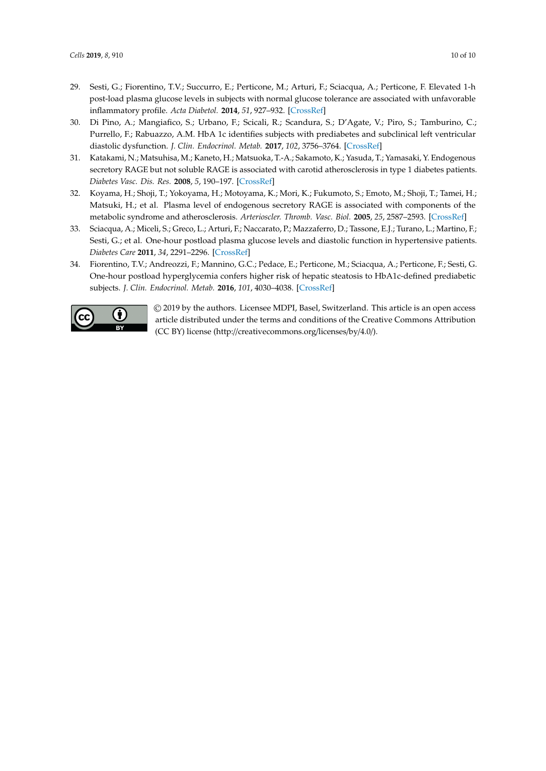29. Sesti, G.; Fiorentino, T.V.; Succurro, E.; Perticone, M.; Arturi, F.; Sciacqua, A.; Perticone, F. Elevated 1-h post-load plasma glucose levels in subjects with normal glucose tolerance are associated with unfavorable inflammatory profile. *Acta Diabetol.* **2014**, *51*, 927–932. [CrossRef]
30. Di Pino, A.; Mangiafico, S.; Urbano, F.; Scicali, R.; Scandura, S.; D'Agate, V.; Piro, S.; Tamburino, C.; Purrello, F.; Rabuazzo, A.M. HbA 1c identifies subjects with prediabetes and subclinical left ventricular diastolic dysfunction. *J. Clin. Endocrinol. Metab.* **2017**, *102*, 3756–3764. [CrossRef]
31. Katakami, N.; Matsuhisa, M.; Kaneto, H.; Matsuoka, T.-A.; Sakamoto, K.; Yasuda, T.; Yamasaki, Y. Endogenous secretory RAGE but not soluble RAGE is associated with carotid atherosclerosis in type 1 diabetes patients. *Diabetes Vasc. Dis. Res.* **2008**, *5*, 190–197. [CrossRef]
32. Koyama, H.; Shoji, T.; Yokoyama, H.; Motoyama, K.; Mori, K.; Fukumoto, S.; Emoto, M.; Shoji, T.; Tamei, H.; Matsuki, H.; et al. Plasma level of endogenous secretory RAGE is associated with components of the metabolic syndrome and atherosclerosis. *Arterioscler. Thromb. Vasc. Biol.* **2005**, *25*, 2587–2593. [CrossRef]
33. Sciacqua, A.; Miceli, S.; Greco, L.; Arturi, F.; Naccarato, P.; Mazzaferro, D.; Tassone, E.J.; Turano, L.; Martino, F.; Sesti, G.; et al. One-hour postload plasma glucose levels and diastolic function in hypertensive patients. *Diabetes Care* **2011**, *34*, 2291–2296. [CrossRef]
34. Fiorentino, T.V.; Andreozzi, F.; Mannino, G.C.; Pedace, E.; Perticone, M.; Sciacqua, A.; Perticone, F.; Sesti, G. One-hour postload hyperglycemia confers higher risk of hepatic steatosis to HbA1c-defined prediabetic subjects. *J. Clin. Endocrinol. Metab.* **2016**, *101*, 4030–4038. [CrossRef]

© 2019 by the authors. Licensee MDPI, Basel, Switzerland. This article is an open access article distributed under the terms and conditions of the Creative Commons Attribution (CC BY) license (http://creativecommons.org/licenses/by/4.0/).